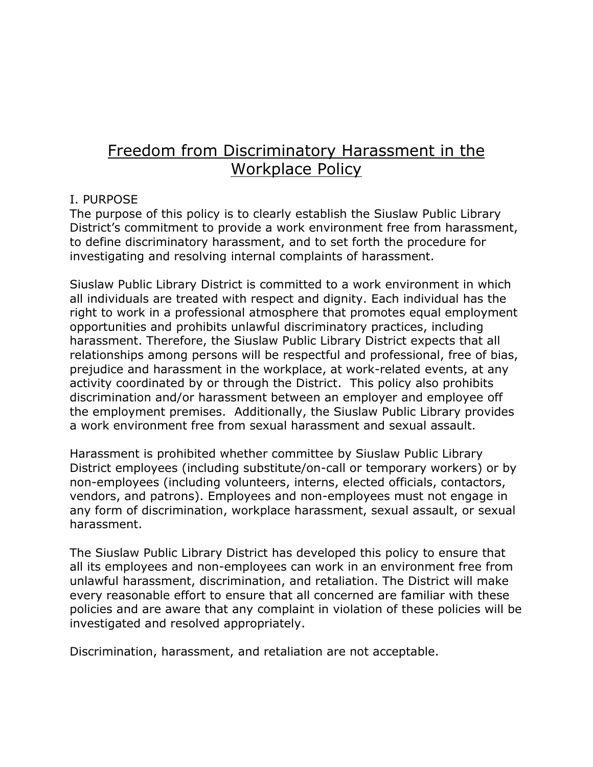# Freedom from Discriminatory Harassment in the Workplace Policy

## I. PURPOSE

The purpose of this policy is to clearly establish the Siuslaw Public Library District's commitment to provide a work environment free from harassment, to define discriminatory harassment, and to set forth the procedure for investigating and resolving internal complaints of harassment.

Siuslaw Public Library District is committed to a work environment in which all individuals are treated with respect and dignity. Each individual has the right to work in a professional atmosphere that promotes equal employment opportunities and prohibits unlawful discriminatory practices, including harassment. Therefore, the Siuslaw Public Library District expects that all relationships among persons will be respectful and professional, free of bias, prejudice and harassment in the workplace, at work-related events, at any activity coordinated by or through the District. This policy also prohibits discrimination and/or harassment between an employer and employee off the employment premises. Additionally, the Siuslaw Public Library provides a work environment free from sexual harassment and sexual assault.

Harassment is prohibited whether committee by Siuslaw Public Library District employees (including substitute/on-call or temporary workers) or by non-employees (including volunteers, interns, elected officials, contactors, vendors, and patrons). Employees and non-employees must not engage in any form of discrimination, workplace harassment, sexual assault, or sexual harassment.

The Siuslaw Public Library District has developed this policy to ensure that all its employees and non-employees can work in an environment free from unlawful harassment, discrimination, and retaliation. The District will make every reasonable effort to ensure that all concerned are familiar with these policies and are aware that any complaint in violation of these policies will be investigated and resolved appropriately.

Discrimination, harassment, and retaliation are not acceptable.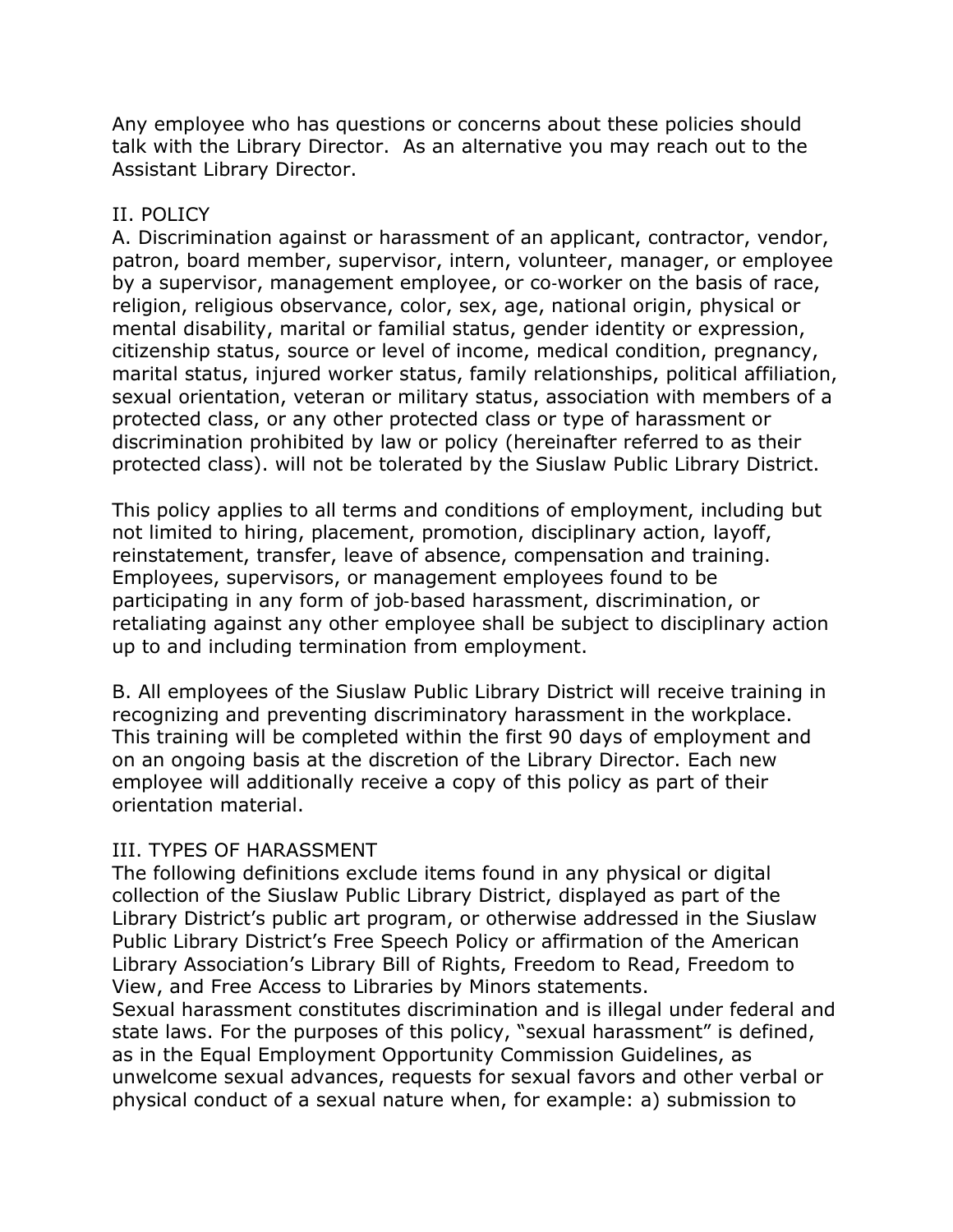Any employee who has questions or concerns about these policies should talk with the Library Director. As an alternative you may reach out to the Assistant Library Director.

## II. POLICY

A. Discrimination against or harassment of an applicant, contractor, vendor, patron, board member, supervisor, intern, volunteer, manager, or employee by a supervisor, management employee, or co-worker on the basis of race, religion, religious observance, color, sex, age, national origin, physical or mental disability, marital or familial status, gender identity or expression, citizenship status, source or level of income, medical condition, pregnancy, marital status, injured worker status, family relationships, political affiliation, sexual orientation, veteran or military status, association with members of a protected class, or any other protected class or type of harassment or discrimination prohibited by law or policy (hereinafter referred to as their protected class). will not be tolerated by the Siuslaw Public Library District.

This policy applies to all terms and conditions of employment, including but not limited to hiring, placement, promotion, disciplinary action, layoff, reinstatement, transfer, leave of absence, compensation and training. Employees, supervisors, or management employees found to be participating in any form of job-based harassment, discrimination, or retaliating against any other employee shall be subject to disciplinary action up to and including termination from employment.

B. All employees of the Siuslaw Public Library District will receive training in recognizing and preventing discriminatory harassment in the workplace. This training will be completed within the first 90 days of employment and on an ongoing basis at the discretion of the Library Director. Each new employee will additionally receive a copy of this policy as part of their orientation material.

## III. TYPES OF HARASSMENT

The following definitions exclude items found in any physical or digital collection of the Siuslaw Public Library District, displayed as part of the Library District's public art program, or otherwise addressed in the Siuslaw Public Library District's Free Speech Policy or affirmation of the American Library Association's Library Bill of Rights, Freedom to Read, Freedom to View, and Free Access to Libraries by Minors statements.

Sexual harassment constitutes discrimination and is illegal under federal and state laws. For the purposes of this policy, "sexual harassment" is defined, as in the Equal Employment Opportunity Commission Guidelines, as unwelcome sexual advances, requests for sexual favors and other verbal or physical conduct of a sexual nature when, for example: a) submission to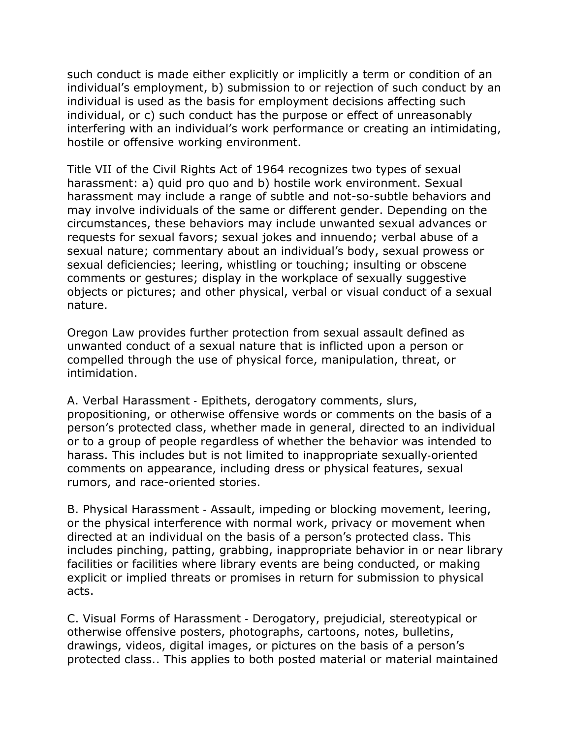such conduct is made either explicitly or implicitly a term or condition of an individual's employment, b) submission to or rejection of such conduct by an individual is used as the basis for employment decisions affecting such individual, or c) such conduct has the purpose or effect of unreasonably interfering with an individual's work performance or creating an intimidating, hostile or offensive working environment.

Title VII of the Civil Rights Act of 1964 recognizes two types of sexual harassment: a) quid pro quo and b) hostile work environment. Sexual harassment may include a range of subtle and not-so-subtle behaviors and may involve individuals of the same or different gender. Depending on the circumstances, these behaviors may include unwanted sexual advances or requests for sexual favors; sexual jokes and innuendo; verbal abuse of a sexual nature; commentary about an individual's body, sexual prowess or sexual deficiencies; leering, whistling or touching; insulting or obscene comments or gestures; display in the workplace of sexually suggestive objects or pictures; and other physical, verbal or visual conduct of a sexual nature.

Oregon Law provides further protection from sexual assault defined as unwanted conduct of a sexual nature that is inflicted upon a person or compelled through the use of physical force, manipulation, threat, or intimidation.

A. Verbal Harassment - Epithets, derogatory comments, slurs, propositioning, or otherwise offensive words or comments on the basis of a person's protected class, whether made in general, directed to an individual or to a group of people regardless of whether the behavior was intended to harass. This includes but is not limited to inappropriate sexually-oriented comments on appearance, including dress or physical features, sexual rumors, and race-oriented stories.

B. Physical Harassment - Assault, impeding or blocking movement, leering, or the physical interference with normal work, privacy or movement when directed at an individual on the basis of a person's protected class. This includes pinching, patting, grabbing, inappropriate behavior in or near library facilities or facilities where library events are being conducted, or making explicit or implied threats or promises in return for submission to physical acts.

C. Visual Forms of Harassment - Derogatory, prejudicial, stereotypical or otherwise offensive posters, photographs, cartoons, notes, bulletins, drawings, videos, digital images, or pictures on the basis of a person's protected class.. This applies to both posted material or material maintained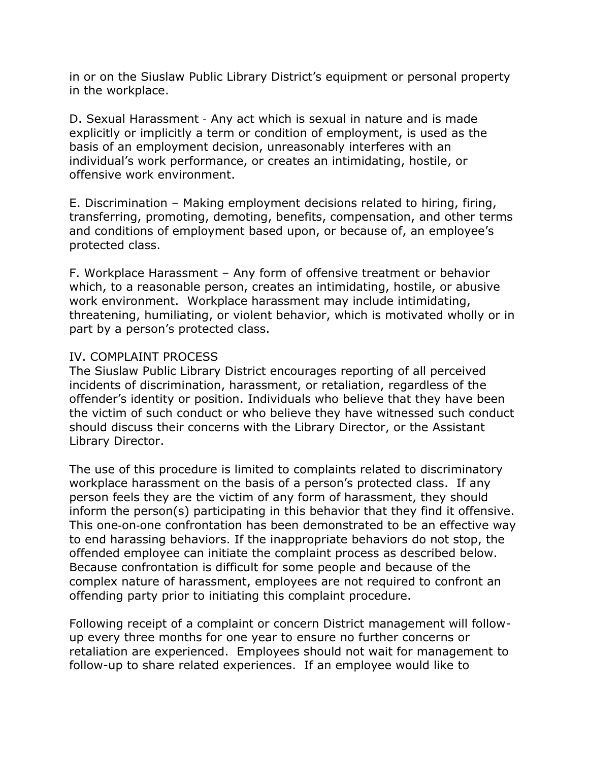in or on the Siuslaw Public Library District's equipment or personal property in the workplace.

D. Sexual Harassment - Any act which is sexual in nature and is made explicitly or implicitly a term or condition of employment, is used as the basis of an employment decision, unreasonably interferes with an individual's work performance, or creates an intimidating, hostile, or offensive work environment.

E. Discrimination – Making employment decisions related to hiring, firing, transferring, promoting, demoting, benefits, compensation, and other terms and conditions of employment based upon, or because of, an employee's protected class.

F. Workplace Harassment – Any form of offensive treatment or behavior which, to a reasonable person, creates an intimidating, hostile, or abusive work environment. Workplace harassment may include intimidating, threatening, humiliating, or violent behavior, which is motivated wholly or in part by a person's protected class.

## IV. COMPLAINT PROCESS

The Siuslaw Public Library District encourages reporting of all perceived incidents of discrimination, harassment, or retaliation, regardless of the offender's identity or position. Individuals who believe that they have been the victim of such conduct or who believe they have witnessed such conduct should discuss their concerns with the Library Director, or the Assistant Library Director.

The use of this procedure is limited to complaints related to discriminatory workplace harassment on the basis of a person's protected class. If any person feels they are the victim of any form of harassment, they should inform the person(s) participating in this behavior that they find it offensive. This one-on-one confrontation has been demonstrated to be an effective way to end harassing behaviors. If the inappropriate behaviors do not stop, the offended employee can initiate the complaint process as described below. Because confrontation is difficult for some people and because of the complex nature of harassment, employees are not required to confront an offending party prior to initiating this complaint procedure.

Following receipt of a complaint or concern District management will follow-up every three months for one year to ensure no further concerns or retaliation are experienced. Employees should not wait for management to follow-up to share related experiences. If an employee would like to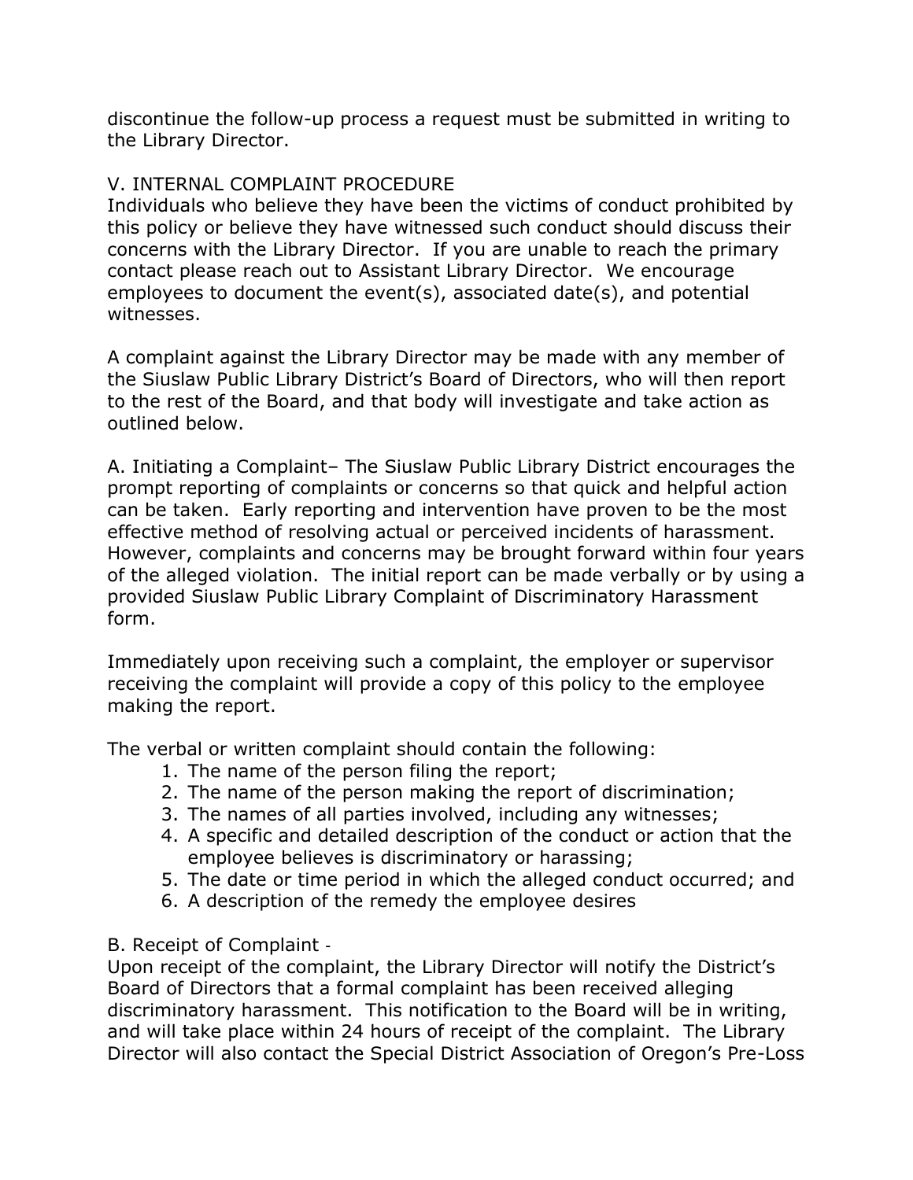discontinue the follow-up process a request must be submitted in writing to the Library Director.

## V. INTERNAL COMPLAINT PROCEDURE

Individuals who believe they have been the victims of conduct prohibited by this policy or believe they have witnessed such conduct should discuss their concerns with the Library Director. If you are unable to reach the primary contact please reach out to Assistant Library Director. We encourage employees to document the event(s), associated date(s), and potential witnesses.

A complaint against the Library Director may be made with any member of the Siuslaw Public Library District's Board of Directors, who will then report to the rest of the Board, and that body will investigate and take action as outlined below.

A. Initiating a Complaint– The Siuslaw Public Library District encourages the prompt reporting of complaints or concerns so that quick and helpful action can be taken. Early reporting and intervention have proven to be the most effective method of resolving actual or perceived incidents of harassment. However, complaints and concerns may be brought forward within four years of the alleged violation. The initial report can be made verbally or by using a provided Siuslaw Public Library Complaint of Discriminatory Harassment form.

Immediately upon receiving such a complaint, the employer or supervisor receiving the complaint will provide a copy of this policy to the employee making the report.

The verbal or written complaint should contain the following:

1. The name of the person filing the report;
2. The name of the person making the report of discrimination;
3. The names of all parties involved, including any witnesses;
4. A specific and detailed description of the conduct or action that the employee believes is discriminatory or harassing;
5. The date or time period in which the alleged conduct occurred; and
6. A description of the remedy the employee desires

B. Receipt of Complaint -

Upon receipt of the complaint, the Library Director will notify the District's Board of Directors that a formal complaint has been received alleging discriminatory harassment. This notification to the Board will be in writing, and will take place within 24 hours of receipt of the complaint. The Library Director will also contact the Special District Association of Oregon's Pre-Loss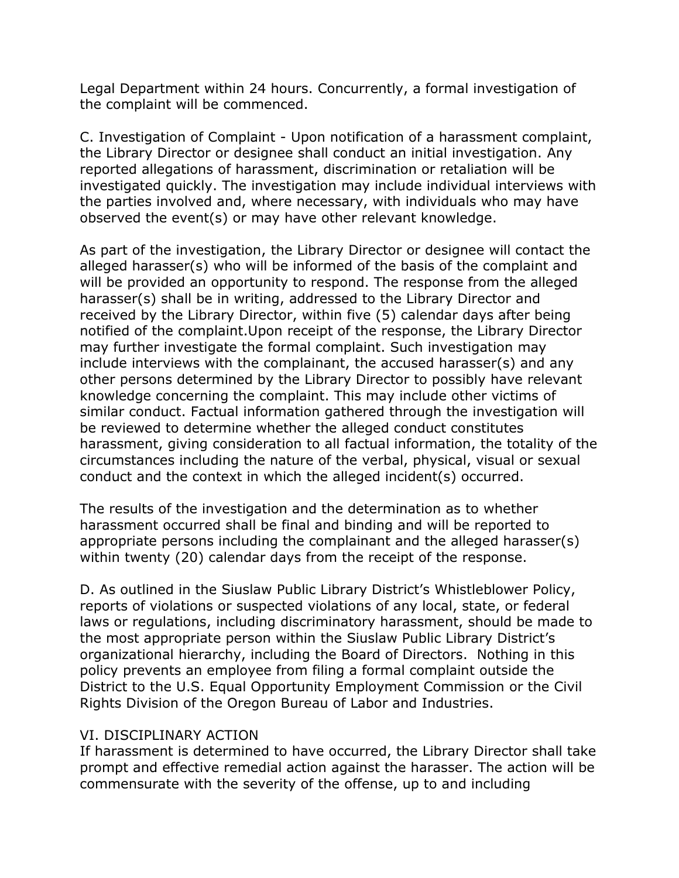Legal Department within 24 hours. Concurrently, a formal investigation of the complaint will be commenced.

C. Investigation of Complaint - Upon notification of a harassment complaint, the Library Director or designee shall conduct an initial investigation. Any reported allegations of harassment, discrimination or retaliation will be investigated quickly. The investigation may include individual interviews with the parties involved and, where necessary, with individuals who may have observed the event(s) or may have other relevant knowledge.

As part of the investigation, the Library Director or designee will contact the alleged harasser(s) who will be informed of the basis of the complaint and will be provided an opportunity to respond. The response from the alleged harasser(s) shall be in writing, addressed to the Library Director and received by the Library Director, within five (5) calendar days after being notified of the complaint.Upon receipt of the response, the Library Director may further investigate the formal complaint. Such investigation may include interviews with the complainant, the accused harasser(s) and any other persons determined by the Library Director to possibly have relevant knowledge concerning the complaint. This may include other victims of similar conduct. Factual information gathered through the investigation will be reviewed to determine whether the alleged conduct constitutes harassment, giving consideration to all factual information, the totality of the circumstances including the nature of the verbal, physical, visual or sexual conduct and the context in which the alleged incident(s) occurred.

The results of the investigation and the determination as to whether harassment occurred shall be final and binding and will be reported to appropriate persons including the complainant and the alleged harasser(s) within twenty (20) calendar days from the receipt of the response.

D. As outlined in the Siuslaw Public Library District's Whistleblower Policy, reports of violations or suspected violations of any local, state, or federal laws or regulations, including discriminatory harassment, should be made to the most appropriate person within the Siuslaw Public Library District's organizational hierarchy, including the Board of Directors. Nothing in this policy prevents an employee from filing a formal complaint outside the District to the U.S. Equal Opportunity Employment Commission or the Civil Rights Division of the Oregon Bureau of Labor and Industries.

VI. DISCIPLINARY ACTION

If harassment is determined to have occurred, the Library Director shall take prompt and effective remedial action against the harasser. The action will be commensurate with the severity of the offense, up to and including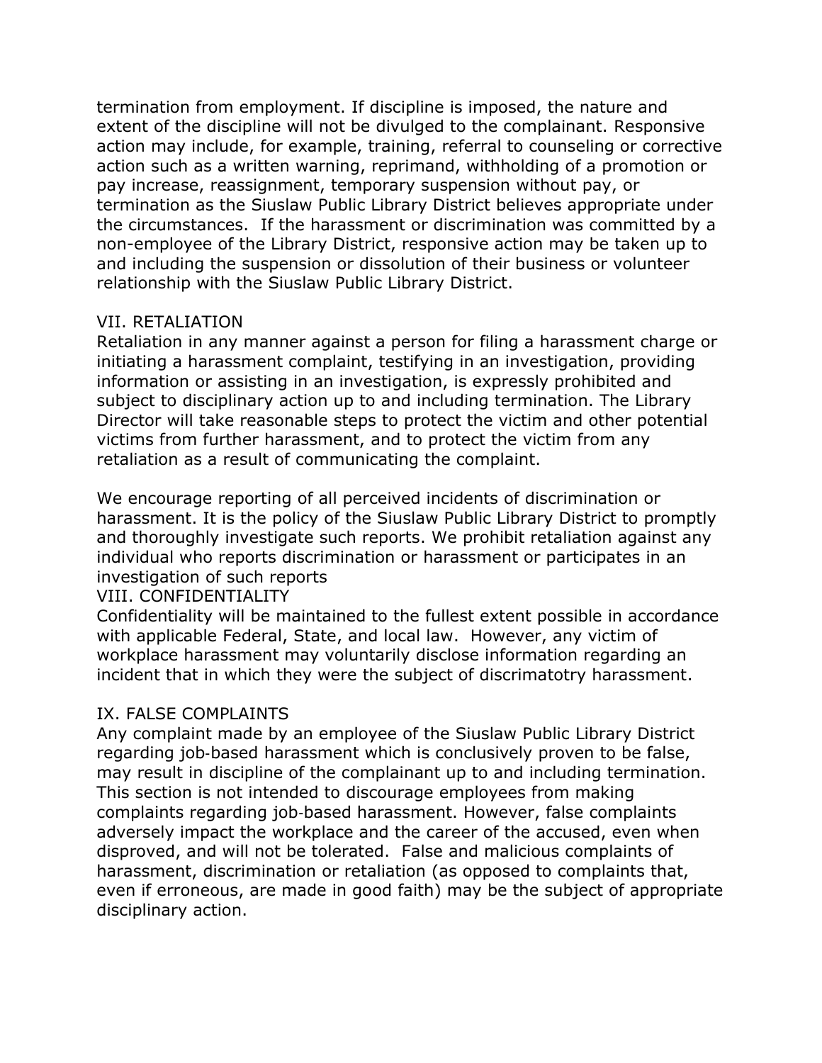termination from employment. If discipline is imposed, the nature and extent of the discipline will not be divulged to the complainant. Responsive action may include, for example, training, referral to counseling or corrective action such as a written warning, reprimand, withholding of a promotion or pay increase, reassignment, temporary suspension without pay, or termination as the Siuslaw Public Library District believes appropriate under the circumstances. If the harassment or discrimination was committed by a non-employee of the Library District, responsive action may be taken up to and including the suspension or dissolution of their business or volunteer relationship with the Siuslaw Public Library District.

## VII. RETALIATION

Retaliation in any manner against a person for filing a harassment charge or initiating a harassment complaint, testifying in an investigation, providing information or assisting in an investigation, is expressly prohibited and subject to disciplinary action up to and including termination. The Library Director will take reasonable steps to protect the victim and other potential victims from further harassment, and to protect the victim from any retaliation as a result of communicating the complaint.

We encourage reporting of all perceived incidents of discrimination or harassment. It is the policy of the Siuslaw Public Library District to promptly and thoroughly investigate such reports. We prohibit retaliation against any individual who reports discrimination or harassment or participates in an investigation of such reports

## VIII. CONFIDENTIALITY

Confidentiality will be maintained to the fullest extent possible in accordance with applicable Federal, State, and local law. However, any victim of workplace harassment may voluntarily disclose information regarding an incident that in which they were the subject of discrimatotry harassment.

## IX. FALSE COMPLAINTS

Any complaint made by an employee of the Siuslaw Public Library District regarding job-based harassment which is conclusively proven to be false, may result in discipline of the complainant up to and including termination. This section is not intended to discourage employees from making complaints regarding job-based harassment. However, false complaints adversely impact the workplace and the career of the accused, even when disproved, and will not be tolerated. False and malicious complaints of harassment, discrimination or retaliation (as opposed to complaints that, even if erroneous, are made in good faith) may be the subject of appropriate disciplinary action.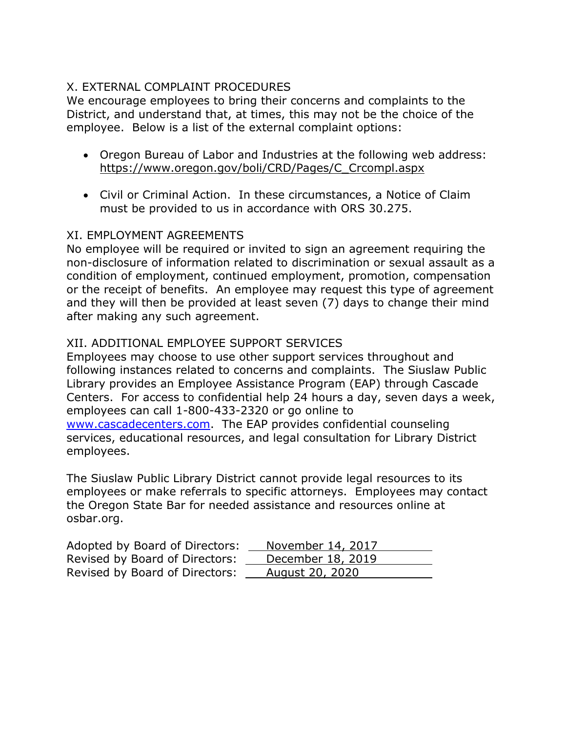## X. EXTERNAL COMPLAINT PROCEDURES

We encourage employees to bring their concerns and complaints to the District, and understand that, at times, this may not be the choice of the employee. Below is a list of the external complaint options:

- Oregon Bureau of Labor and Industries at the following web address: https://www.oregon.gov/boli/CRD/Pages/C_Crcompl.aspx

- Civil or Criminal Action. In these circumstances, a Notice of Claim must be provided to us in accordance with ORS 30.275.

## XI. EMPLOYMENT AGREEMENTS

No employee will be required or invited to sign an agreement requiring the non-disclosure of information related to discrimination or sexual assault as a condition of employment, continued employment, promotion, compensation or the receipt of benefits. An employee may request this type of agreement and they will then be provided at least seven (7) days to change their mind after making any such agreement.

## XII. ADDITIONAL EMPLOYEE SUPPORT SERVICES

Employees may choose to use other support services throughout and following instances related to concerns and complaints. The Siuslaw Public Library provides an Employee Assistance Program (EAP) through Cascade Centers. For access to confidential help 24 hours a day, seven days a week, employees can call 1-800-433-2320 or go online to www.cascadecenters.com. The EAP provides confidential counseling services, educational resources, and legal consultation for Library District employees.

The Siuslaw Public Library District cannot provide legal resources to its employees or make referrals to specific attorneys. Employees may contact the Oregon State Bar for needed assistance and resources online at osbar.org.

Adopted by Board of Directors: November 14, 2017
Revised by Board of Directors: December 18, 2019
Revised by Board of Directors: August 20, 2020